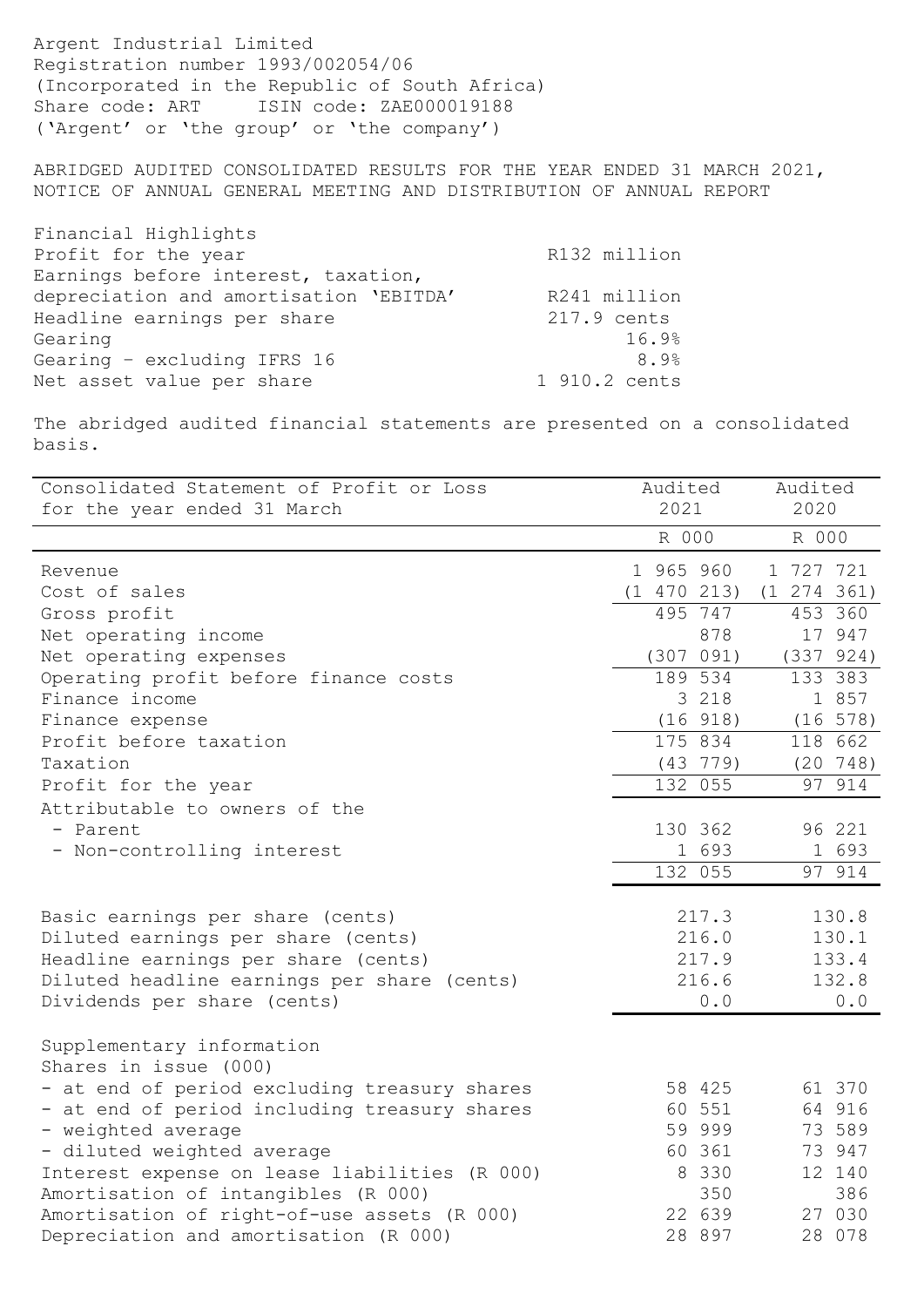Argent Industrial Limited
Registration number 1993/002054/06
(Incorporated in the Republic of South Africa)
Share code: ART    ISIN code: ZAE000019188
('Argent' or 'the group' or 'the company')

ABRIDGED AUDITED CONSOLIDATED RESULTS FOR THE YEAR ENDED 31 MARCH 2021, NOTICE OF ANNUAL GENERAL MEETING AND DISTRIBUTION OF ANNUAL REPORT

Financial Highlights

| | |
|---|---|
| Profit for the year | R132 million |
| Earnings before interest, taxation, depreciation and amortisation 'EBITDA' | R241 million |
| Headline earnings per share | 217.9 cents |
| Gearing | 16.9% |
| Gearing – excluding IFRS 16 | 8.9% |
| Net asset value per share | 1 910.2 cents |

The abridged audited financial statements are presented on a consolidated basis.

| Consolidated Statement of Profit or Loss for the year ended 31 March | Audited 2021 | Audited 2020 |
|---|---|---|
| | R 000 | R 000 |
| Revenue | 1 965 960 | 1 727 721 |
| Cost of sales | (1 470 213) | (1 274 361) |
| Gross profit | 495 747 | 453 360 |
| Net operating income | 878 | 17 947 |
| Net operating expenses | (307 091) | (337 924) |
| Operating profit before finance costs | 189 534 | 133 383 |
| Finance income | 3 218 | 1 857 |
| Finance expense | (16 918) | (16 578) |
| Profit before taxation | 175 834 | 118 662 |
| Taxation | (43 779) | (20 748) |
| Profit for the year | 132 055 | 97 914 |
| Attributable to owners of the | | |
| - Parent | 130 362 | 96 221 |
| - Non-controlling interest | 1 693 | 1 693 |
| | 132 055 | 97 914 |
| Basic earnings per share (cents) | 217.3 | 130.8 |
| Diluted earnings per share (cents) | 216.0 | 130.1 |
| Headline earnings per share (cents) | 217.9 | 133.4 |
| Diluted headline earnings per share (cents) | 216.6 | 132.8 |
| Dividends per share (cents) | 0.0 | 0.0 |
| Supplementary information | | |
| Shares in issue (000) | | |
| - at end of period excluding treasury shares | 58 425 | 61 370 |
| - at end of period including treasury shares | 60 551 | 64 916 |
| - weighted average | 59 999 | 73 589 |
| - diluted weighted average | 60 361 | 73 947 |
| Interest expense on lease liabilities (R 000) | 8 330 | 12 140 |
| Amortisation of intangibles (R 000) | 350 | 386 |
| Amortisation of right-of-use assets (R 000) | 22 639 | 27 030 |
| Depreciation and amortisation (R 000) | 28 897 | 28 078 |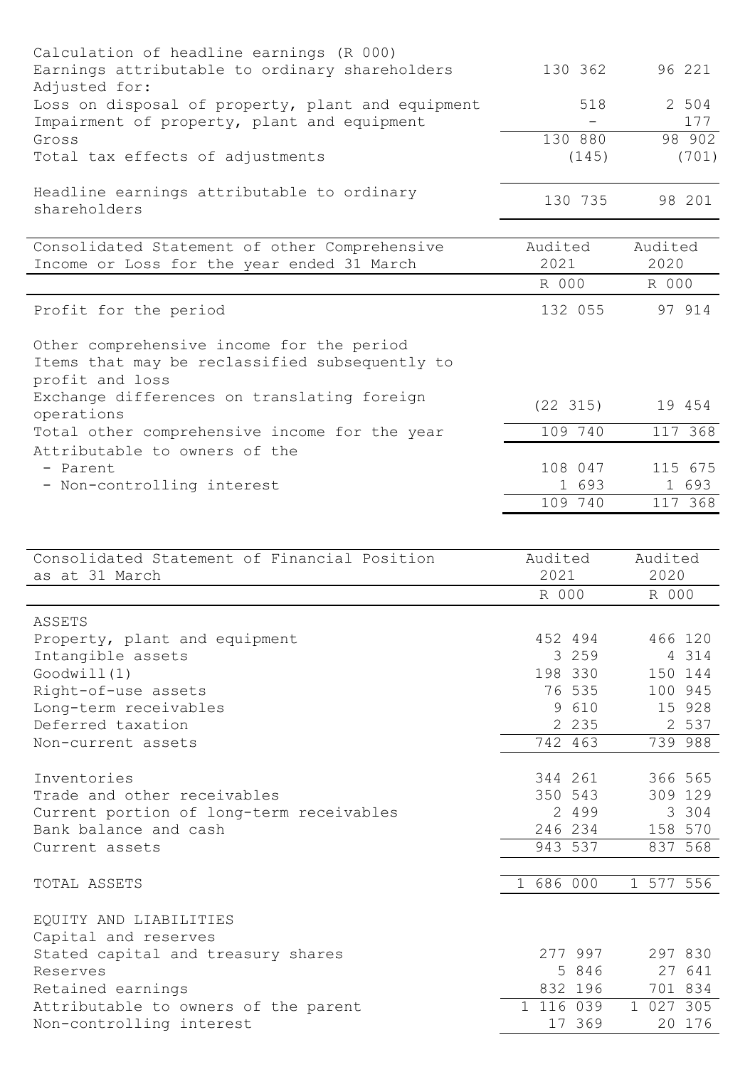| Calculation of headline earnings (R 000) | | |
|---|---|---|
| Earnings attributable to ordinary shareholders | 130 362 | 96 221 |
| Adjusted for: | | |
| Loss on disposal of property, plant and equipment | 518 | 2 504 |
| Impairment of property, plant and equipment | - | 177 |
| Gross | 130 880 | 98 902 |
| Total tax effects of adjustments | (145) | (701) |
| Headline earnings attributable to ordinary shareholders | 130 735 | 98 201 |

| Consolidated Statement of other Comprehensive Income or Loss for the year ended 31 March | Audited 2021 | Audited 2020 |
|---|---|---|
| | R 000 | R 000 |
| Profit for the period | 132 055 | 97 914 |
| Other comprehensive income for the period | | |
| Items that may be reclassified subsequently to profit and loss | | |
| Exchange differences on translating foreign operations | (22 315) | 19 454 |
| Total other comprehensive income for the year | 109 740 | 117 368 |
| Attributable to owners of the | | |
| - Parent | 108 047 | 115 675 |
| - Non-controlling interest | 1 693 | 1 693 |
| | 109 740 | 117 368 |

| Consolidated Statement of Financial Position as at 31 March | Audited 2021 | Audited 2020 |
|---|---|---|
| | R 000 | R 000 |
| ASSETS | | |
| Property, plant and equipment | 452 494 | 466 120 |
| Intangible assets | 3 259 | 4 314 |
| Goodwill(1) | 198 330 | 150 144 |
| Right-of-use assets | 76 535 | 100 945 |
| Long-term receivables | 9 610 | 15 928 |
| Deferred taxation | 2 235 | 2 537 |
| Non-current assets | 742 463 | 739 988 |
| Inventories | 344 261 | 366 565 |
| Trade and other receivables | 350 543 | 309 129 |
| Current portion of long-term receivables | 2 499 | 3 304 |
| Bank balance and cash | 246 234 | 158 570 |
| Current assets | 943 537 | 837 568 |
| TOTAL ASSETS | 1 686 000 | 1 577 556 |
| EQUITY AND LIABILITIES | | |
| Capital and reserves | | |
| Stated capital and treasury shares | 277 997 | 297 830 |
| Reserves | 5 846 | 27 641 |
| Retained earnings | 832 196 | 701 834 |
| Attributable to owners of the parent | 1 116 039 | 1 027 305 |
| Non-controlling interest | 17 369 | 20 176 |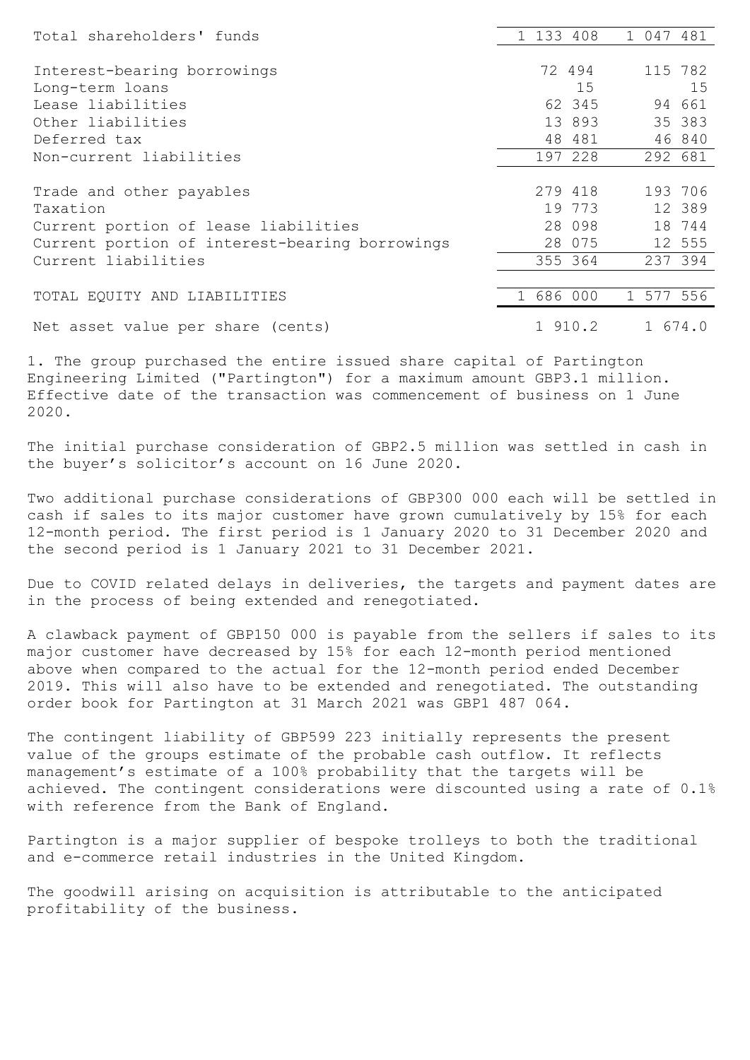| | | |
|---|---|---|
| Total shareholders' funds | 1 133 408 | 1 047 481 |
| | | |
| Interest-bearing borrowings | 72 494 | 115 782 |
| Long-term loans | 15 | 15 |
| Lease liabilities | 62 345 | 94 661 |
| Other liabilities | 13 893 | 35 383 |
| Deferred tax | 48 481 | 46 840 |
| Non-current liabilities | 197 228 | 292 681 |
| | | |
| Trade and other payables | 279 418 | 193 706 |
| Taxation | 19 773 | 12 389 |
| Current portion of lease liabilities | 28 098 | 18 744 |
| Current portion of interest-bearing borrowings | 28 075 | 12 555 |
| Current liabilities | 355 364 | 237 394 |
| | | |
| TOTAL EQUITY AND LIABILITIES | 1 686 000 | 1 577 556 |
| | | |
| Net asset value per share (cents) | 1 910.2 | 1 674.0 |

1. The group purchased the entire issued share capital of Partington Engineering Limited ("Partington") for a maximum amount GBP3.1 million. Effective date of the transaction was commencement of business on 1 June 2020.

The initial purchase consideration of GBP2.5 million was settled in cash in the buyer's solicitor's account on 16 June 2020.

Two additional purchase considerations of GBP300 000 each will be settled in cash if sales to its major customer have grown cumulatively by 15% for each 12-month period. The first period is 1 January 2020 to 31 December 2020 and the second period is 1 January 2021 to 31 December 2021.

Due to COVID related delays in deliveries, the targets and payment dates are in the process of being extended and renegotiated.

A clawback payment of GBP150 000 is payable from the sellers if sales to its major customer have decreased by 15% for each 12-month period mentioned above when compared to the actual for the 12-month period ended December 2019. This will also have to be extended and renegotiated. The outstanding order book for Partington at 31 March 2021 was GBP1 487 064.

The contingent liability of GBP599 223 initially represents the present value of the groups estimate of the probable cash outflow. It reflects management's estimate of a 100% probability that the targets will be achieved. The contingent considerations were discounted using a rate of 0.1% with reference from the Bank of England.

Partington is a major supplier of bespoke trolleys to both the traditional and e-commerce retail industries in the United Kingdom.

The goodwill arising on acquisition is attributable to the anticipated profitability of the business.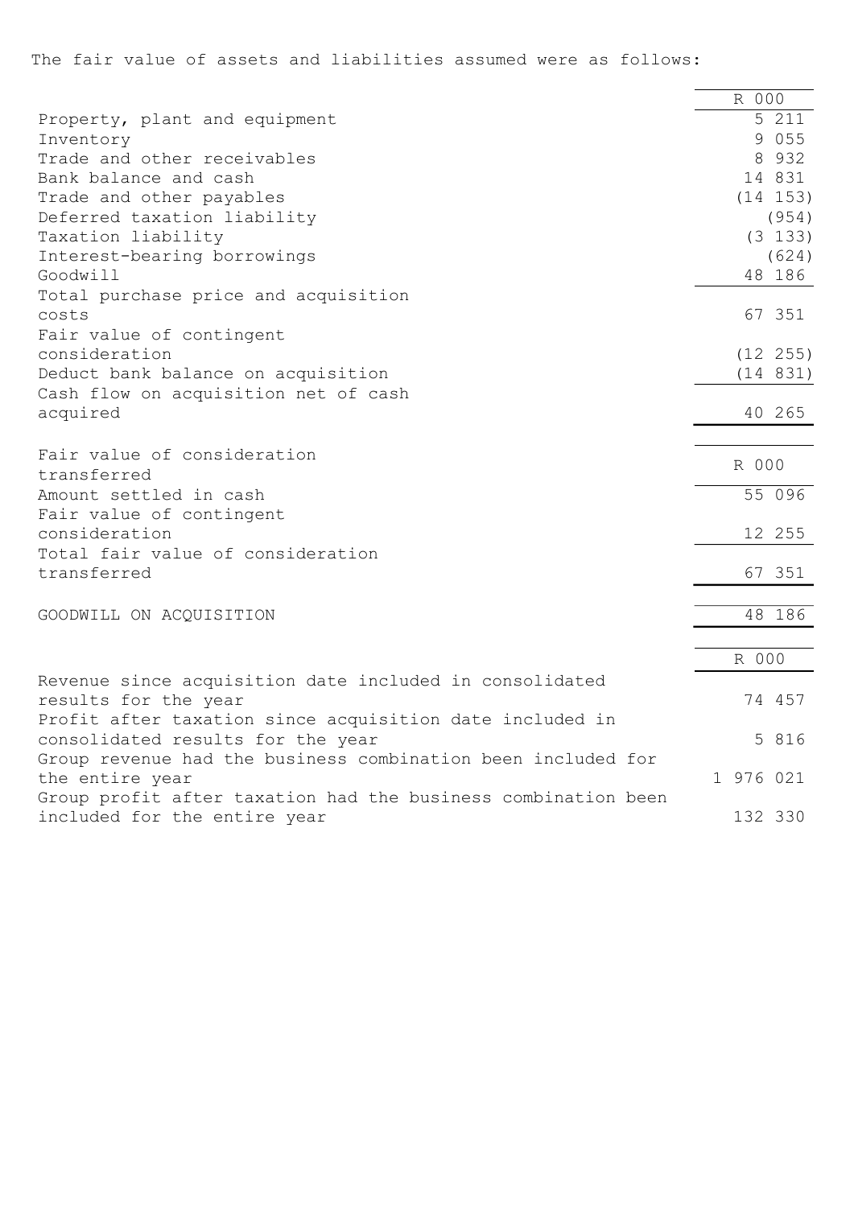The fair value of assets and liabilities assumed were as follows:

| | R 000 |
|---|---|
| Property, plant and equipment | 5 211 |
| Inventory | 9 055 |
| Trade and other receivables | 8 932 |
| Bank balance and cash | 14 831 |
| Trade and other payables | (14 153) |
| Deferred taxation liability | (954) |
| Taxation liability | (3 133) |
| Interest-bearing borrowings | (624) |
| Goodwill | 48 186 |
| Total purchase price and acquisition costs | 67 351 |
| Fair value of contingent consideration | (12 255) |
| Deduct bank balance on acquisition | (14 831) |
| Cash flow on acquisition net of cash acquired | 40 265 |

| Fair value of consideration transferred | R 000 |
|---|---|
| Amount settled in cash | 55 096 |
| Fair value of contingent consideration | 12 255 |
| Total fair value of consideration transferred | 67 351 |

| | |
|---|---|
| GOODWILL ON ACQUISITION | 48 186 |

| | R 000 |
|---|---|
| Revenue since acquisition date included in consolidated results for the year | 74 457 |
| Profit after taxation since acquisition date included in consolidated results for the year | 5 816 |
| Group revenue had the business combination been included for the entire year | 1 976 021 |
| Group profit after taxation had the business combination been included for the entire year | 132 330 |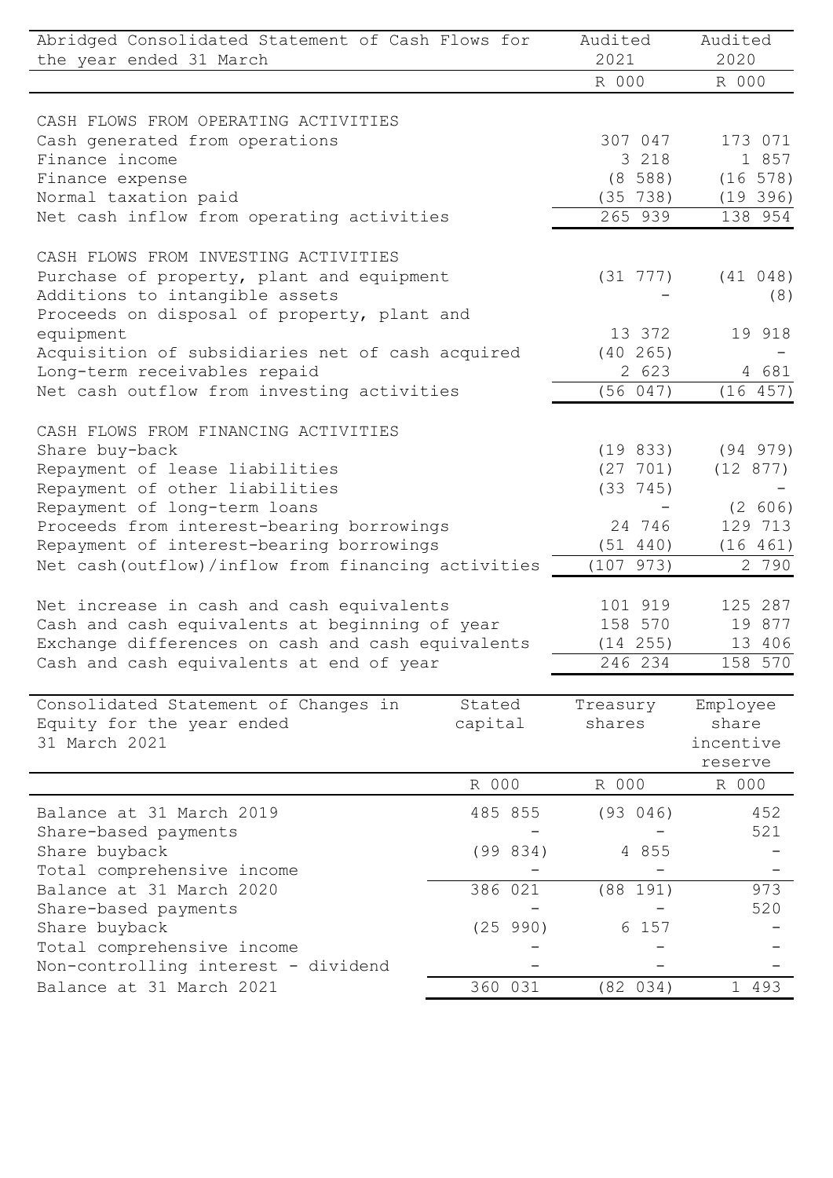| Abridged Consolidated Statement of Cash Flows for the year ended 31 March | Audited 2021 | Audited 2020 |
|---|---|---|
| | R 000 | R 000 |
| **CASH FLOWS FROM OPERATING ACTIVITIES** | | |
| Cash generated from operations | 307 047 | 173 071 |
| Finance income | 3 218 | 1 857 |
| Finance expense | (8 588) | (16 578) |
| Normal taxation paid | (35 738) | (19 396) |
| Net cash inflow from operating activities | 265 939 | 138 954 |
| **CASH FLOWS FROM INVESTING ACTIVITIES** | | |
| Purchase of property, plant and equipment | (31 777) | (41 048) |
| Additions to intangible assets | - | (8) |
| Proceeds on disposal of property, plant and equipment | 13 372 | 19 918 |
| Acquisition of subsidiaries net of cash acquired | (40 265) | - |
| Long-term receivables repaid | 2 623 | 4 681 |
| Net cash outflow from investing activities | (56 047) | (16 457) |
| **CASH FLOWS FROM FINANCING ACTIVITIES** | | |
| Share buy-back | (19 833) | (94 979) |
| Repayment of lease liabilities | (27 701) | (12 877) |
| Repayment of other liabilities | (33 745) | - |
| Repayment of long-term loans | - | (2 606) |
| Proceeds from interest-bearing borrowings | 24 746 | 129 713 |
| Repayment of interest-bearing borrowings | (51 440) | (16 461) |
| Net cash(outflow)/inflow from financing activities | (107 973) | 2 790 |
| Net increase in cash and cash equivalents | 101 919 | 125 287 |
| Cash and cash equivalents at beginning of year | 158 570 | 19 877 |
| Exchange differences on cash and cash equivalents | (14 255) | 13 406 |
| Cash and cash equivalents at end of year | 246 234 | 158 570 |

| Consolidated Statement of Changes in Equity for the year ended 31 March 2021 | Stated capital | Treasury shares | Employee share incentive reserve |
|---|---|---|---|
| | R 000 | R 000 | R 000 |
| Balance at 31 March 2019 | 485 855 | (93 046) | 452 |
| Share-based payments | - | - | 521 |
| Share buyback | (99 834) | 4 855 | - |
| Total comprehensive income | - | - | - |
| Balance at 31 March 2020 | 386 021 | (88 191) | 973 |
| Share-based payments | - | - | 520 |
| Share buyback | (25 990) | 6 157 | - |
| Total comprehensive income | - | - | - |
| Non-controlling interest - dividend | - | - | - |
| Balance at 31 March 2021 | 360 031 | (82 034) | 1 493 |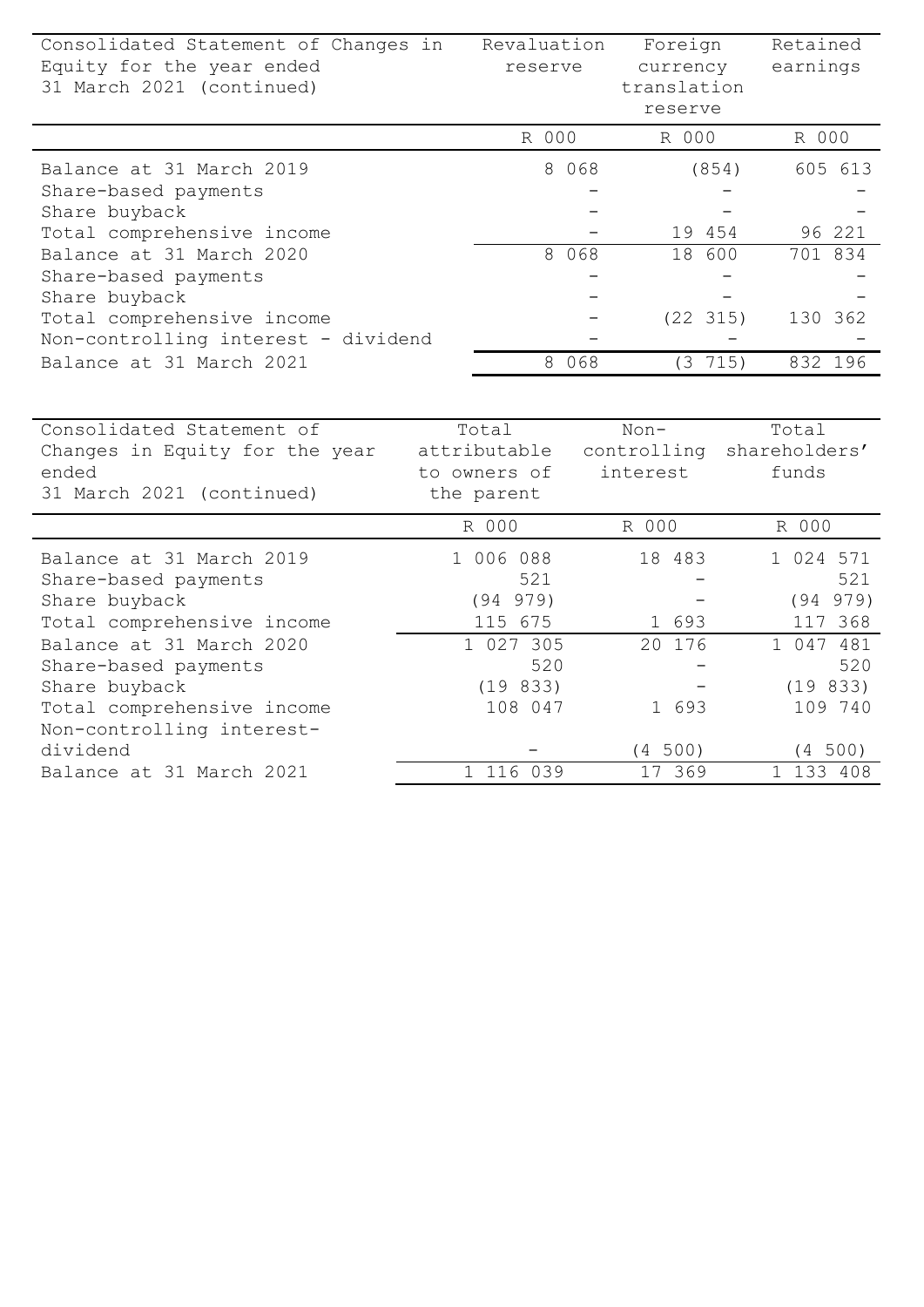| Consolidated Statement of Changes in Equity for the year ended 31 March 2021 (continued) | Revaluation reserve | Foreign currency translation reserve | Retained earnings |
|---|---|---|---|
| | R 000 | R 000 | R 000 |
| Balance at 31 March 2019 | 8 068 | (854) | 605 613 |
| Share-based payments | - | - | - |
| Share buyback | - | - | - |
| Total comprehensive income | - | 19 454 | 96 221 |
| Balance at 31 March 2020 | 8 068 | 18 600 | 701 834 |
| Share-based payments | - | - | - |
| Share buyback | - | - | - |
| Total comprehensive income | - | (22 315) | 130 362 |
| Non-controlling interest - dividend | - | - | - |
| Balance at 31 March 2021 | 8 068 | (3 715) | 832 196 |

| Consolidated Statement of Changes in Equity for the year ended 31 March 2021 (continued) | Total attributable to owners of the parent | Non-controlling interest | Total shareholders' funds |
|---|---|---|---|
| | R 000 | R 000 | R 000 |
| Balance at 31 March 2019 | 1 006 088 | 18 483 | 1 024 571 |
| Share-based payments | 521 | - | 521 |
| Share buyback | (94 979) | - | (94 979) |
| Total comprehensive income | 115 675 | 1 693 | 117 368 |
| Balance at 31 March 2020 | 1 027 305 | 20 176 | 1 047 481 |
| Share-based payments | 520 | - | 520 |
| Share buyback | (19 833) | - | (19 833) |
| Total comprehensive income | 108 047 | 1 693 | 109 740 |
| Non-controlling interest- dividend | - | (4 500) | (4 500) |
| Balance at 31 March 2021 | 1 116 039 | 17 369 | 1 133 408 |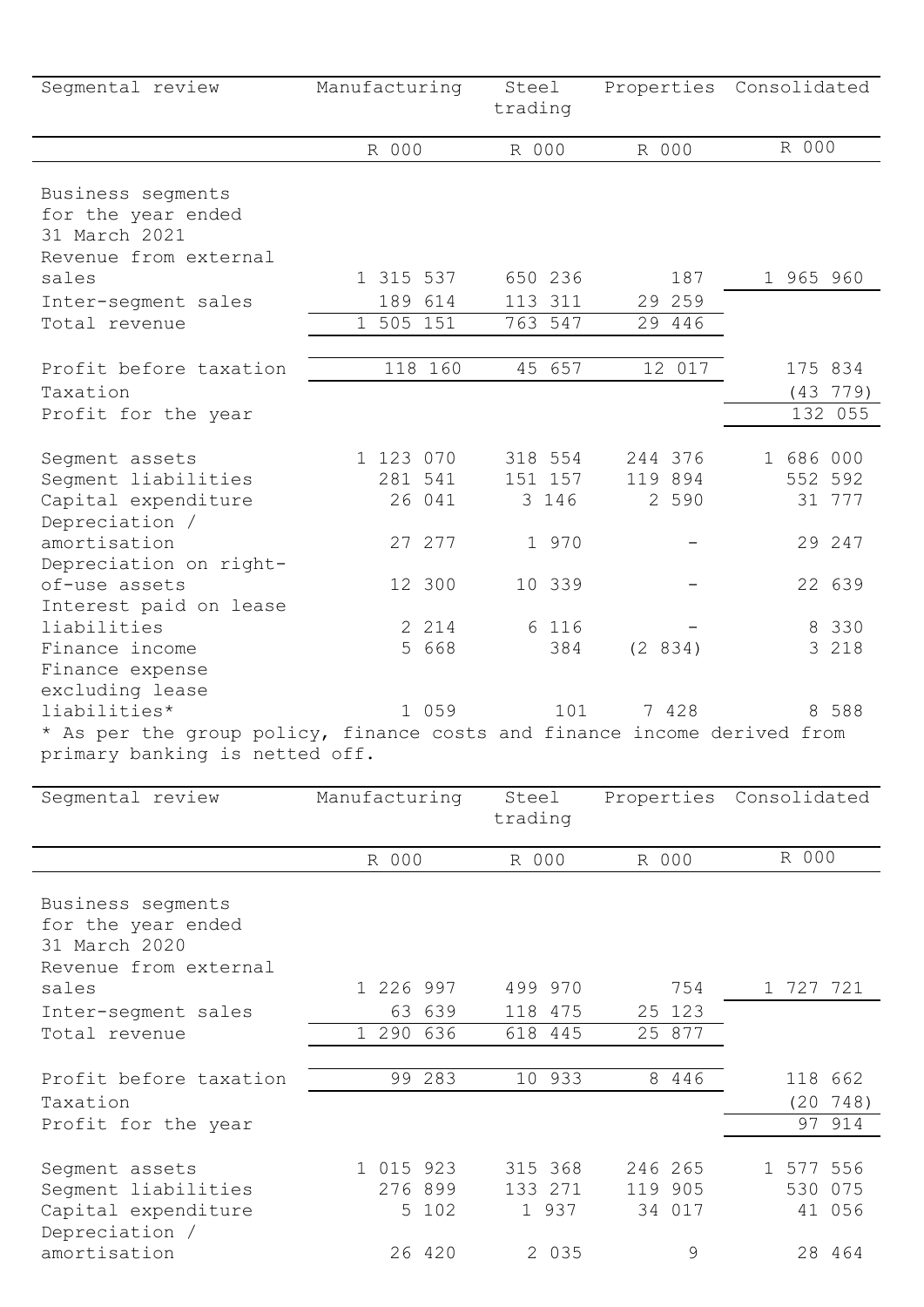| Segmental review | Manufacturing | Steel trading | Properties | Consolidated |
|---|---|---|---|---|
| | R 000 | R 000 | R 000 | R 000 |
| Business segments for the year ended 31 March 2021 | | | | |
| Revenue from external sales | 1 315 537 | 650 236 | 187 | 1 965 960 |
| Inter-segment sales | 189 614 | 113 311 | 29 259 | |
| Total revenue | 1 505 151 | 763 547 | 29 446 | |
| Profit before taxation | 118 160 | 45 657 | 12 017 | 175 834 |
| Taxation | | | | (43 779) |
| Profit for the year | | | | 132 055 |
| Segment assets | 1 123 070 | 318 554 | 244 376 | 1 686 000 |
| Segment liabilities | 281 541 | 151 157 | 119 894 | 552 592 |
| Capital expenditure | 26 041 | 3 146 | 2 590 | 31 777 |
| Depreciation / amortisation | 27 277 | 1 970 | - | 29 247 |
| Depreciation on right-of-use assets | 12 300 | 10 339 | - | 22 639 |
| Interest paid on lease liabilities | 2 214 | 6 116 | - | 8 330 |
| Finance income | 5 668 | 384 | (2 834) | 3 218 |
| Finance expense excluding lease liabilities* | 1 059 | 101 | 7 428 | 8 588 |

* As per the group policy, finance costs and finance income derived from primary banking is netted off.

| Segmental review | Manufacturing | Steel trading | Properties | Consolidated |
|---|---|---|---|---|
| | R 000 | R 000 | R 000 | R 000 |
| Business segments for the year ended 31 March 2020 | | | | |
| Revenue from external sales | 1 226 997 | 499 970 | 754 | 1 727 721 |
| Inter-segment sales | 63 639 | 118 475 | 25 123 | |
| Total revenue | 1 290 636 | 618 445 | 25 877 | |
| Profit before taxation | 99 283 | 10 933 | 8 446 | 118 662 |
| Taxation | | | | (20 748) |
| Profit for the year | | | | 97 914 |
| Segment assets | 1 015 923 | 315 368 | 246 265 | 1 577 556 |
| Segment liabilities | 276 899 | 133 271 | 119 905 | 530 075 |
| Capital expenditure | 5 102 | 1 937 | 34 017 | 41 056 |
| Depreciation / amortisation | 26 420 | 2 035 | 9 | 28 464 |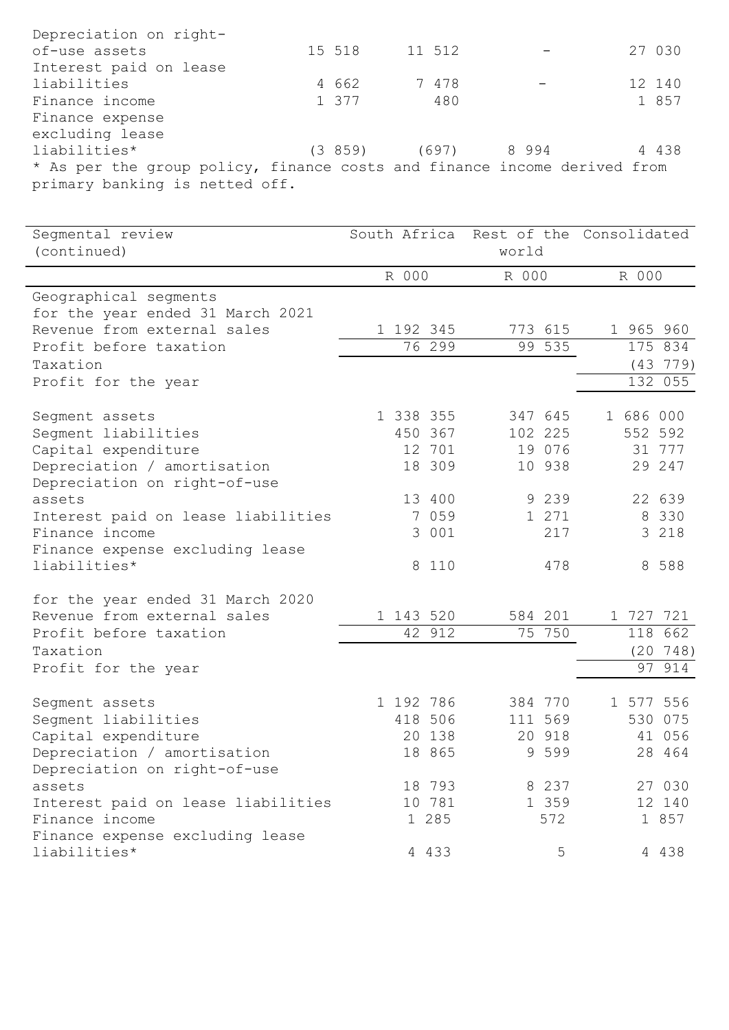| | | | | |
|---|---|---|---|---|
| Depreciation on right-of-use assets | 15 518 | 11 512 | - | 27 030 |
| Interest paid on lease liabilities | 4 662 | 7 478 | - | 12 140 |
| Finance income | 1 377 | 480 | | 1 857 |
| Finance expense excluding lease liabilities* | (3 859) | (697) | 8 994 | 4 438 |

* As per the group policy, finance costs and finance income derived from primary banking is netted off.

| Segmental review (continued) | South Africa | Rest of the world | Consolidated |
|---|---|---|---|
| | R 000 | R 000 | R 000 |
| Geographical segments | | | |
| for the year ended 31 March 2021 | | | |
| Revenue from external sales | 1 192 345 | 773 615 | 1 965 960 |
| Profit before taxation | 76 299 | 99 535 | 175 834 |
| Taxation | | | (43 779) |
| Profit for the year | | | 132 055 |
| | | | |
| Segment assets | 1 338 355 | 347 645 | 1 686 000 |
| Segment liabilities | 450 367 | 102 225 | 552 592 |
| Capital expenditure | 12 701 | 19 076 | 31 777 |
| Depreciation / amortisation | 18 309 | 10 938 | 29 247 |
| Depreciation on right-of-use assets | 13 400 | 9 239 | 22 639 |
| Interest paid on lease liabilities | 7 059 | 1 271 | 8 330 |
| Finance income | 3 001 | 217 | 3 218 |
| Finance expense excluding lease liabilities* | 8 110 | 478 | 8 588 |
| | | | |
| for the year ended 31 March 2020 | | | |
| Revenue from external sales | 1 143 520 | 584 201 | 1 727 721 |
| Profit before taxation | 42 912 | 75 750 | 118 662 |
| Taxation | | | (20 748) |
| Profit for the year | | | 97 914 |
| | | | |
| Segment assets | 1 192 786 | 384 770 | 1 577 556 |
| Segment liabilities | 418 506 | 111 569 | 530 075 |
| Capital expenditure | 20 138 | 20 918 | 41 056 |
| Depreciation / amortisation | 18 865 | 9 599 | 28 464 |
| Depreciation on right-of-use assets | 18 793 | 8 237 | 27 030 |
| Interest paid on lease liabilities | 10 781 | 1 359 | 12 140 |
| Finance income | 1 285 | 572 | 1 857 |
| Finance expense excluding lease liabilities* | 4 433 | 5 | 4 438 |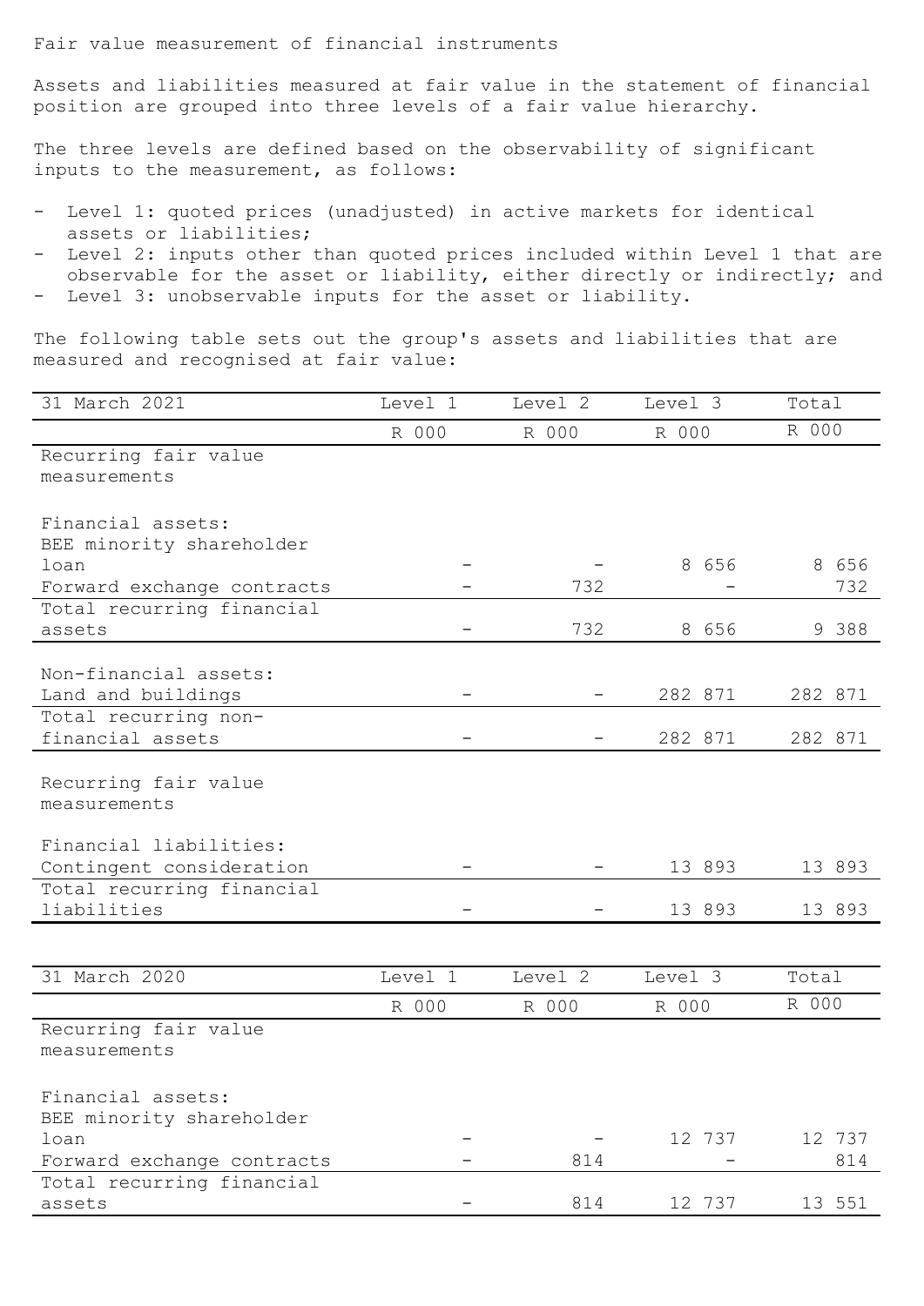Fair value measurement of financial instruments

Assets and liabilities measured at fair value in the statement of financial position are grouped into three levels of a fair value hierarchy.

The three levels are defined based on the observability of significant inputs to the measurement, as follows:

- Level 1: quoted prices (unadjusted) in active markets for identical assets or liabilities;
- Level 2: inputs other than quoted prices included within Level 1 that are observable for the asset or liability, either directly or indirectly; and
- Level 3: unobservable inputs for the asset or liability.

The following table sets out the group's assets and liabilities that are measured and recognised at fair value:

| 31 March 2021 | Level 1 | Level 2 | Level 3 | Total |
|---|---|---|---|---|
| | R 000 | R 000 | R 000 | R 000 |
| Recurring fair value measurements | | | | |
| Financial assets: | | | | |
| BEE minority shareholder loan | - | - | 8 656 | 8 656 |
| Forward exchange contracts | - | 732 | - | 732 |
| Total recurring financial assets | - | 732 | 8 656 | 9 388 |
| Non-financial assets: | | | | |
| Land and buildings | - | - | 282 871 | 282 871 |
| Total recurring non-financial assets | - | - | 282 871 | 282 871 |
| Recurring fair value measurements | | | | |
| Financial liabilities: | | | | |
| Contingent consideration | - | - | 13 893 | 13 893 |
| Total recurring financial liabilities | - | - | 13 893 | 13 893 |

| 31 March 2020 | Level 1 | Level 2 | Level 3 | Total |
|---|---|---|---|---|
| | R 000 | R 000 | R 000 | R 000 |
| Recurring fair value measurements | | | | |
| Financial assets: | | | | |
| BEE minority shareholder loan | - | - | 12 737 | 12 737 |
| Forward exchange contracts | - | 814 | - | 814 |
| Total recurring financial assets | - | 814 | 12 737 | 13 551 |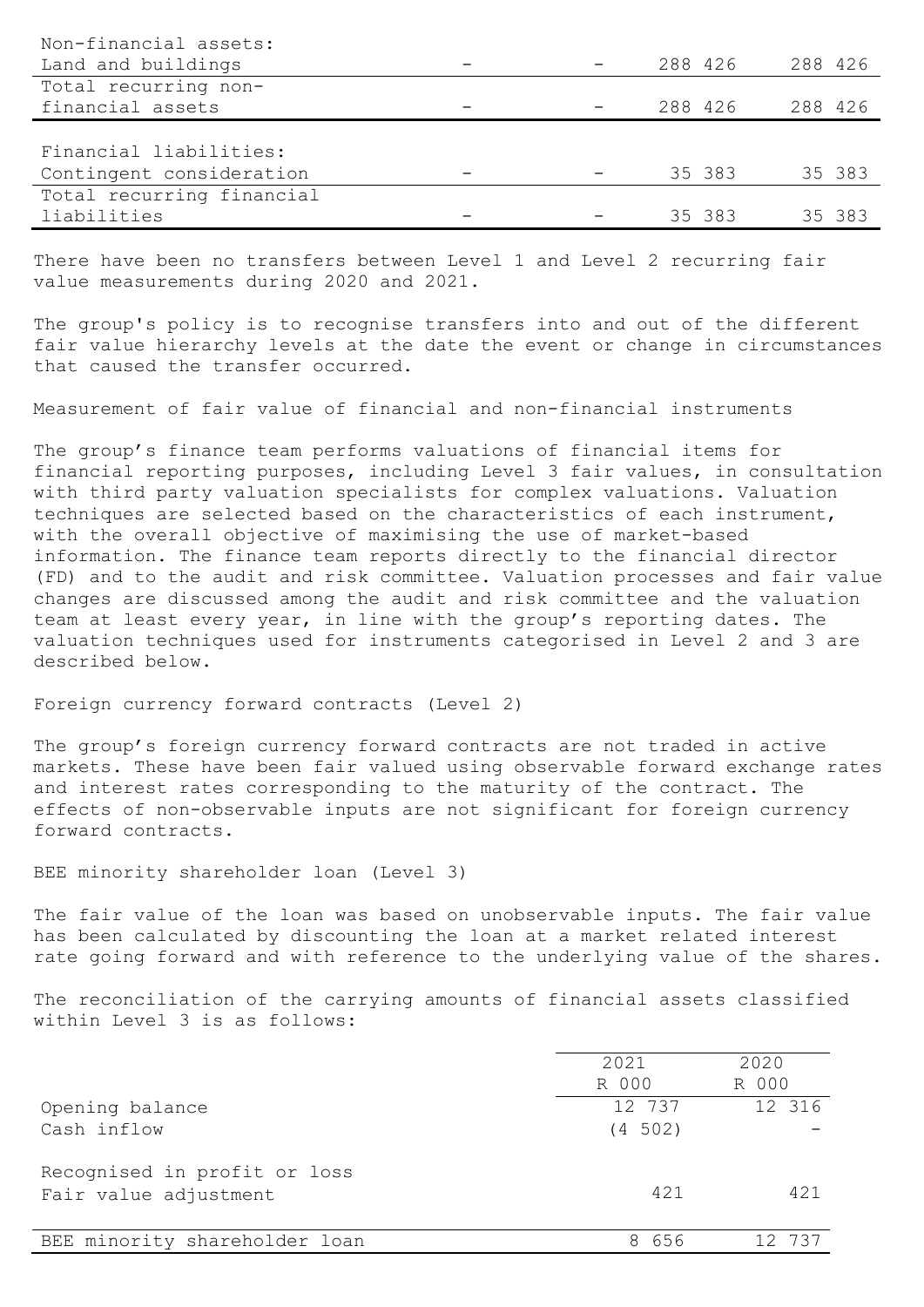| | | | | |
|---|---|---|---|---|
| Non-financial assets: | | | | |
| Land and buildings | - | - | 288 426 | 288 426 |
| Total recurring non-financial assets | - | - | 288 426 | 288 426 |
| Financial liabilities: | | | | |
| Contingent consideration | - | - | 35 383 | 35 383 |
| Total recurring financial liabilities | - | - | 35 383 | 35 383 |

There have been no transfers between Level 1 and Level 2 recurring fair value measurements during 2020 and 2021.

The group's policy is to recognise transfers into and out of the different fair value hierarchy levels at the date the event or change in circumstances that caused the transfer occurred.

Measurement of fair value of financial and non-financial instruments

The group's finance team performs valuations of financial items for financial reporting purposes, including Level 3 fair values, in consultation with third party valuation specialists for complex valuations. Valuation techniques are selected based on the characteristics of each instrument, with the overall objective of maximising the use of market-based information. The finance team reports directly to the financial director (FD) and to the audit and risk committee. Valuation processes and fair value changes are discussed among the audit and risk committee and the valuation team at least every year, in line with the group's reporting dates. The valuation techniques used for instruments categorised in Level 2 and 3 are described below.

Foreign currency forward contracts (Level 2)

The group's foreign currency forward contracts are not traded in active markets. These have been fair valued using observable forward exchange rates and interest rates corresponding to the maturity of the contract. The effects of non-observable inputs are not significant for foreign currency forward contracts.

BEE minority shareholder loan (Level 3)

The fair value of the loan was based on unobservable inputs. The fair value has been calculated by discounting the loan at a market related interest rate going forward and with reference to the underlying value of the shares.

The reconciliation of the carrying amounts of financial assets classified within Level 3 is as follows:

| | 2021<br>R 000 | 2020<br>R 000 |
|---|---|---|
| Opening balance | 12 737 | 12 316 |
| Cash inflow | (4 502) | - |
| Recognised in profit or loss | | |
| Fair value adjustment | 421 | 421 |
| BEE minority shareholder loan | 8 656 | 12 737 |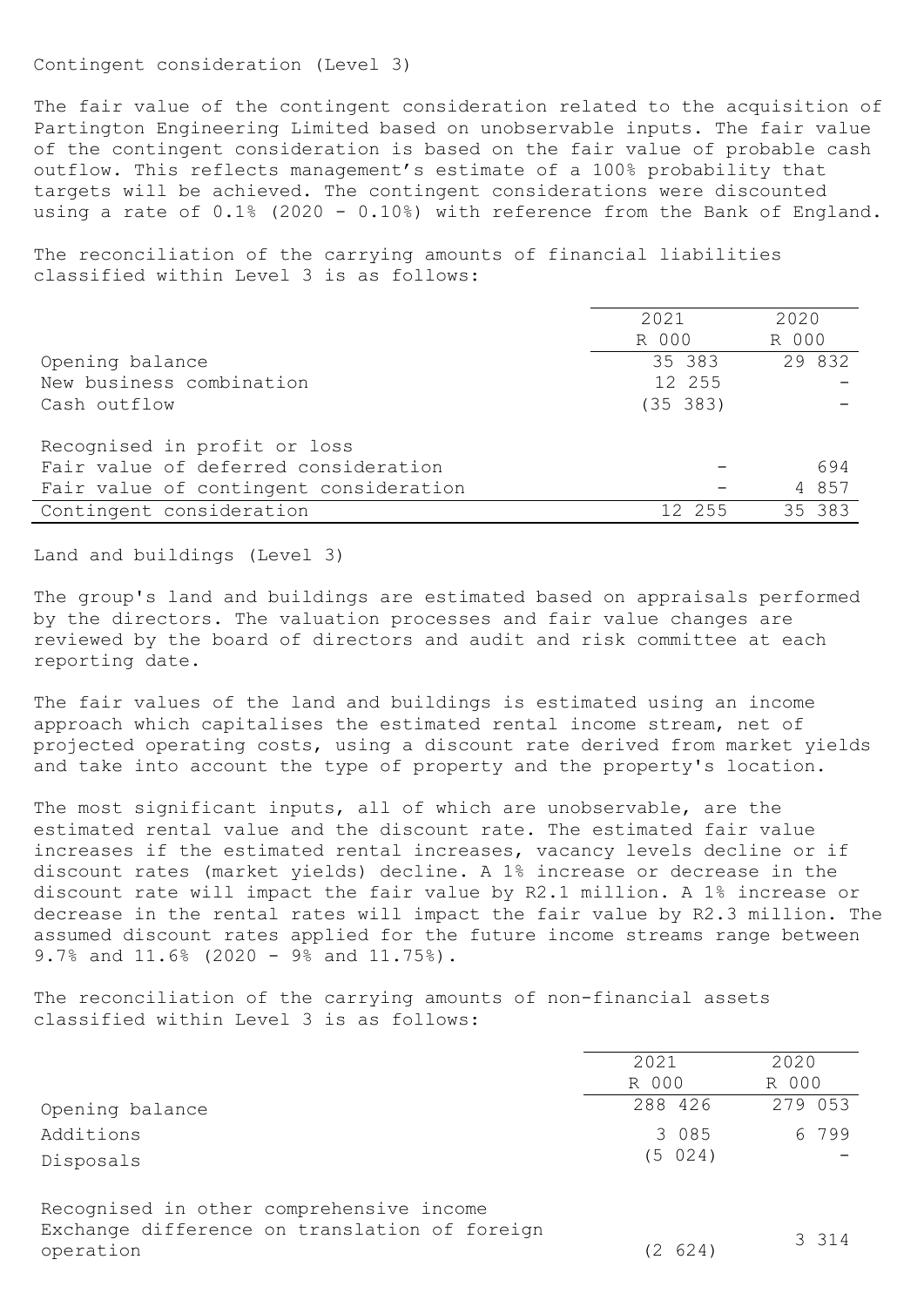Contingent consideration (Level 3)

The fair value of the contingent consideration related to the acquisition of Partington Engineering Limited based on unobservable inputs. The fair value of the contingent consideration is based on the fair value of probable cash outflow. This reflects management's estimate of a 100% probability that targets will be achieved. The contingent considerations were discounted using a rate of 0.1% (2020 - 0.10%) with reference from the Bank of England.

The reconciliation of the carrying amounts of financial liabilities classified within Level 3 is as follows:

| | 2021<br>R 000 | 2020<br>R 000 |
|---|---|---|
| Opening balance | 35 383 | 29 832 |
| New business combination | 12 255 | - |
| Cash outflow | (35 383) | - |
| | | |
| Recognised in profit or loss | | |
| Fair value of deferred consideration | - | 694 |
| Fair value of contingent consideration | - | 4 857 |
| Contingent consideration | 12 255 | 35 383 |

Land and buildings (Level 3)

The group's land and buildings are estimated based on appraisals performed by the directors. The valuation processes and fair value changes are reviewed by the board of directors and audit and risk committee at each reporting date.

The fair values of the land and buildings is estimated using an income approach which capitalises the estimated rental income stream, net of projected operating costs, using a discount rate derived from market yields and take into account the type of property and the property's location.

The most significant inputs, all of which are unobservable, are the estimated rental value and the discount rate. The estimated fair value increases if the estimated rental increases, vacancy levels decline or if discount rates (market yields) decline. A 1% increase or decrease in the discount rate will impact the fair value by R2.1 million. A 1% increase or decrease in the rental rates will impact the fair value by R2.3 million. The assumed discount rates applied for the future income streams range between 9.7% and 11.6% (2020 - 9% and 11.75%).

The reconciliation of the carrying amounts of non-financial assets classified within Level 3 is as follows:

| | 2021<br>R 000 | 2020<br>R 000 |
|---|---|---|
| Opening balance | 288 426 | 279 053 |
| Additions | 3 085 | 6 799 |
| Disposals | (5 024) | - |
| | | |
| Recognised in other comprehensive income | | |
| Exchange difference on translation of foreign operation | (2 624) | 3 314 |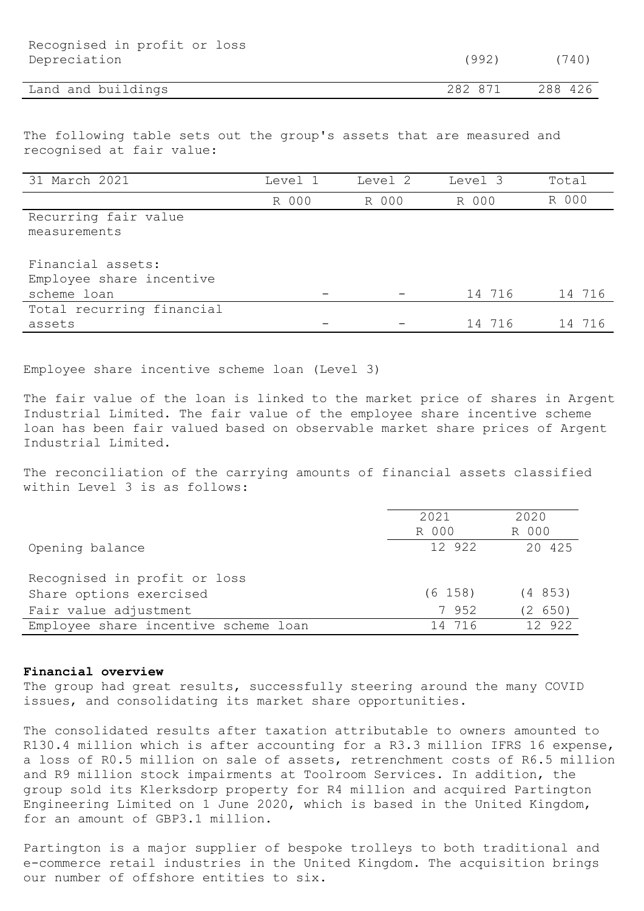| | | |
|---|---|---|
| Recognised in profit or loss | | |
| Depreciation | (992) | (740) |
| Land and buildings | 282 871 | 288 426 |

The following table sets out the group's assets that are measured and recognised at fair value:

| 31 March 2021 | Level 1 | Level 2 | Level 3 | Total |
|---|---|---|---|---|
| | R 000 | R 000 | R 000 | R 000 |
| Recurring fair value measurements | | | | |
| Financial assets: | | | | |
| Employee share incentive scheme loan | - | - | 14 716 | 14 716 |
| Total recurring financial assets | - | - | 14 716 | 14 716 |

Employee share incentive scheme loan (Level 3)

The fair value of the loan is linked to the market price of shares in Argent Industrial Limited. The fair value of the employee share incentive scheme loan has been fair valued based on observable market share prices of Argent Industrial Limited.

The reconciliation of the carrying amounts of financial assets classified within Level 3 is as follows:

| | 2021 | 2020 |
|---|---|---|
| | R 000 | R 000 |
| Opening balance | 12 922 | 20 425 |
| Recognised in profit or loss | | |
| Share options exercised | (6 158) | (4 853) |
| Fair value adjustment | 7 952 | (2 650) |
| Employee share incentive scheme loan | 14 716 | 12 922 |

**Financial overview**

The group had great results, successfully steering around the many COVID issues, and consolidating its market share opportunities.

The consolidated results after taxation attributable to owners amounted to R130.4 million which is after accounting for a R3.3 million IFRS 16 expense, a loss of R0.5 million on sale of assets, retrenchment costs of R6.5 million and R9 million stock impairments at Toolroom Services. In addition, the group sold its Klerksdorp property for R4 million and acquired Partington Engineering Limited on 1 June 2020, which is based in the United Kingdom, for an amount of GBP3.1 million.

Partington is a major supplier of bespoke trolleys to both traditional and e-commerce retail industries in the United Kingdom. The acquisition brings our number of offshore entities to six.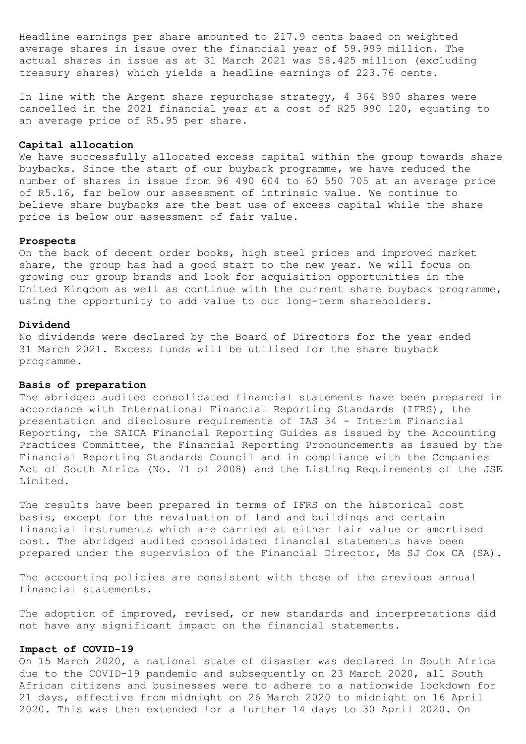Headline earnings per share amounted to 217.9 cents based on weighted average shares in issue over the financial year of 59.999 million. The actual shares in issue as at 31 March 2021 was 58.425 million (excluding treasury shares) which yields a headline earnings of 223.76 cents.

In line with the Argent share repurchase strategy, 4 364 890 shares were cancelled in the 2021 financial year at a cost of R25 990 120, equating to an average price of R5.95 per share.

**Capital allocation**

We have successfully allocated excess capital within the group towards share buybacks. Since the start of our buyback programme, we have reduced the number of shares in issue from 96 490 604 to 60 550 705 at an average price of R5.16, far below our assessment of intrinsic value. We continue to believe share buybacks are the best use of excess capital while the share price is below our assessment of fair value.

**Prospects**

On the back of decent order books, high steel prices and improved market share, the group has had a good start to the new year. We will focus on growing our group brands and look for acquisition opportunities in the United Kingdom as well as continue with the current share buyback programme, using the opportunity to add value to our long-term shareholders.

**Dividend**

No dividends were declared by the Board of Directors for the year ended 31 March 2021. Excess funds will be utilised for the share buyback programme.

**Basis of preparation**

The abridged audited consolidated financial statements have been prepared in accordance with International Financial Reporting Standards (IFRS), the presentation and disclosure requirements of IAS 34 - Interim Financial Reporting, the SAICA Financial Reporting Guides as issued by the Accounting Practices Committee, the Financial Reporting Pronouncements as issued by the Financial Reporting Standards Council and in compliance with the Companies Act of South Africa (No. 71 of 2008) and the Listing Requirements of the JSE Limited.

The results have been prepared in terms of IFRS on the historical cost basis, except for the revaluation of land and buildings and certain financial instruments which are carried at either fair value or amortised cost. The abridged audited consolidated financial statements have been prepared under the supervision of the Financial Director, Ms SJ Cox CA (SA).

The accounting policies are consistent with those of the previous annual financial statements.

The adoption of improved, revised, or new standards and interpretations did not have any significant impact on the financial statements.

**Impact of COVID-19**

On 15 March 2020, a national state of disaster was declared in South Africa due to the COVID-19 pandemic and subsequently on 23 March 2020, all South African citizens and businesses were to adhere to a nationwide lockdown for 21 days, effective from midnight on 26 March 2020 to midnight on 16 April 2020. This was then extended for a further 14 days to 30 April 2020. On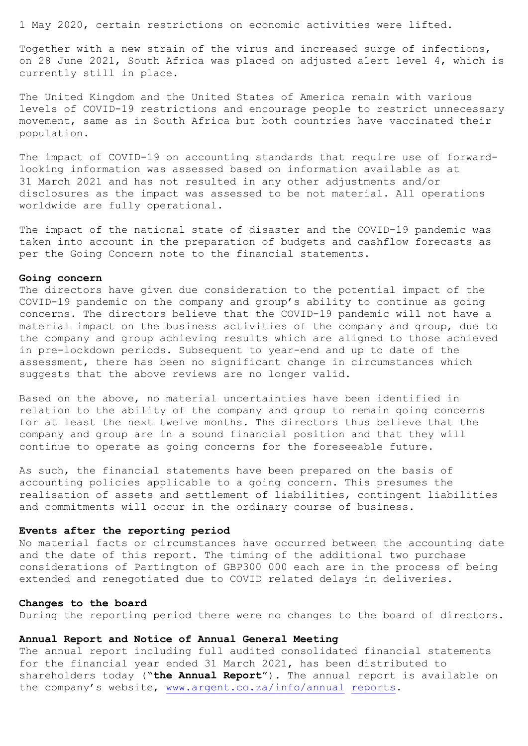1 May 2020, certain restrictions on economic activities were lifted.

Together with a new strain of the virus and increased surge of infections, on 28 June 2021, South Africa was placed on adjusted alert level 4, which is currently still in place.

The United Kingdom and the United States of America remain with various levels of COVID-19 restrictions and encourage people to restrict unnecessary movement, same as in South Africa but both countries have vaccinated their population.

The impact of COVID-19 on accounting standards that require use of forward-looking information was assessed based on information available as at 31 March 2021 and has not resulted in any other adjustments and/or disclosures as the impact was assessed to be not material. All operations worldwide are fully operational.

The impact of the national state of disaster and the COVID-19 pandemic was taken into account in the preparation of budgets and cashflow forecasts as per the Going Concern note to the financial statements.

**Going concern**

The directors have given due consideration to the potential impact of the COVID-19 pandemic on the company and group's ability to continue as going concerns. The directors believe that the COVID-19 pandemic will not have a material impact on the business activities of the company and group, due to the company and group achieving results which are aligned to those achieved in pre-lockdown periods. Subsequent to year-end and up to date of the assessment, there has been no significant change in circumstances which suggests that the above reviews are no longer valid.

Based on the above, no material uncertainties have been identified in relation to the ability of the company and group to remain going concerns for at least the next twelve months. The directors thus believe that the company and group are in a sound financial position and that they will continue to operate as going concerns for the foreseeable future.

As such, the financial statements have been prepared on the basis of accounting policies applicable to a going concern. This presumes the realisation of assets and settlement of liabilities, contingent liabilities and commitments will occur in the ordinary course of business.

**Events after the reporting period**

No material facts or circumstances have occurred between the accounting date and the date of this report. The timing of the additional two purchase considerations of Partington of GBP300 000 each are in the process of being extended and renegotiated due to COVID related delays in deliveries.

**Changes to the board**

During the reporting period there were no changes to the board of directors.

**Annual Report and Notice of Annual General Meeting**

The annual report including full audited consolidated financial statements for the financial year ended 31 March 2021, has been distributed to shareholders today ("**the Annual Report**"). The annual report is available on the company's website, www.argent.co.za/info/annual reports.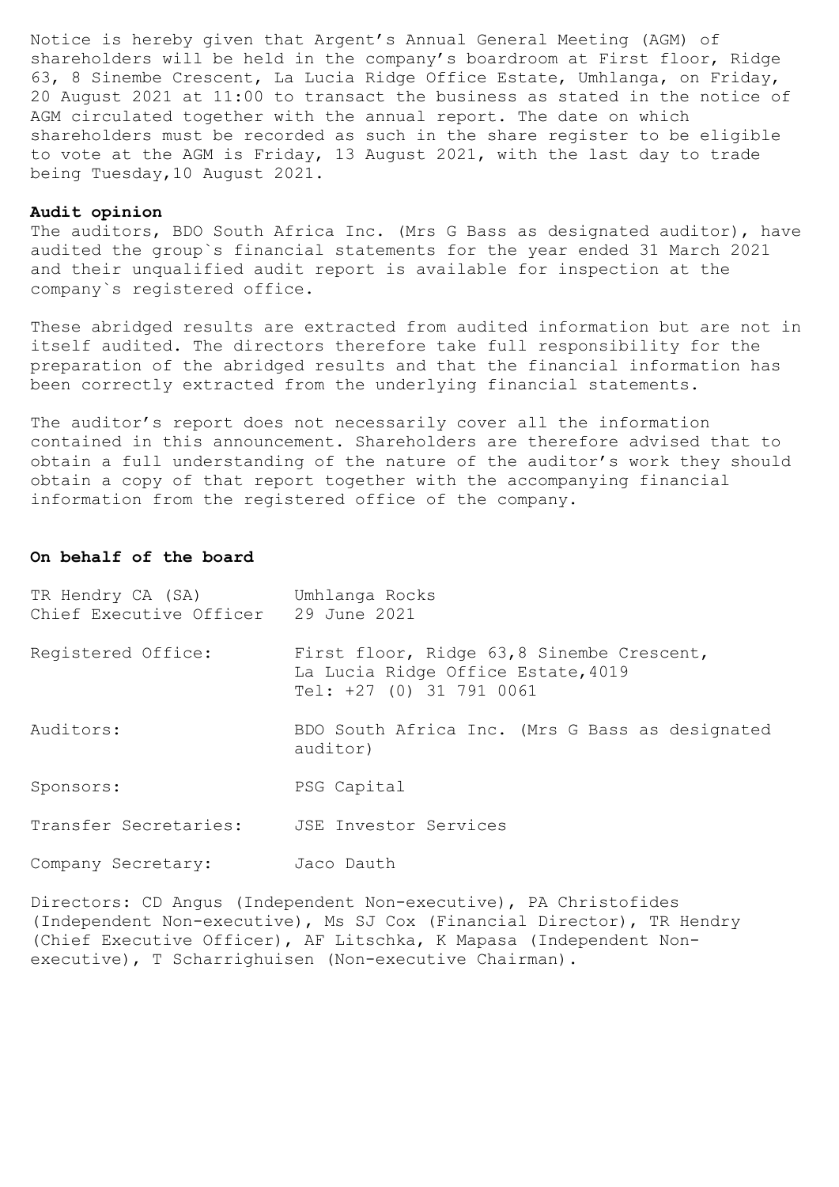Notice is hereby given that Argent's Annual General Meeting (AGM) of shareholders will be held in the company's boardroom at First floor, Ridge 63, 8 Sinembe Crescent, La Lucia Ridge Office Estate, Umhlanga, on Friday, 20 August 2021 at 11:00 to transact the business as stated in the notice of AGM circulated together with the annual report. The date on which shareholders must be recorded as such in the share register to be eligible to vote at the AGM is Friday, 13 August 2021, with the last day to trade being Tuesday,10 August 2021.

**Audit opinion**

The auditors, BDO South Africa Inc. (Mrs G Bass as designated auditor), have audited the group`s financial statements for the year ended 31 March 2021 and their unqualified audit report is available for inspection at the company`s registered office.

These abridged results are extracted from audited information but are not in itself audited. The directors therefore take full responsibility for the preparation of the abridged results and that the financial information has been correctly extracted from the underlying financial statements.

The auditor's report does not necessarily cover all the information contained in this announcement. Shareholders are therefore advised that to obtain a full understanding of the nature of the auditor's work they should obtain a copy of that report together with the accompanying financial information from the registered office of the company.

**On behalf of the board**

| | |
|---|---|
| TR Hendry CA (SA)<br>Chief Executive Officer | Umhlanga Rocks<br>29 June 2021 |
| Registered Office: | First floor, Ridge 63,8 Sinembe Crescent,<br>La Lucia Ridge Office Estate,4019<br>Tel: +27 (0) 31 791 0061 |
| Auditors: | BDO South Africa Inc. (Mrs G Bass as designated auditor) |
| Sponsors: | PSG Capital |
| Transfer Secretaries: | JSE Investor Services |
| Company Secretary: | Jaco Dauth |

Directors: CD Angus (Independent Non-executive), PA Christofides (Independent Non-executive), Ms SJ Cox (Financial Director), TR Hendry (Chief Executive Officer), AF Litschka, K Mapasa (Independent Non-executive), T Scharrighuisen (Non-executive Chairman).